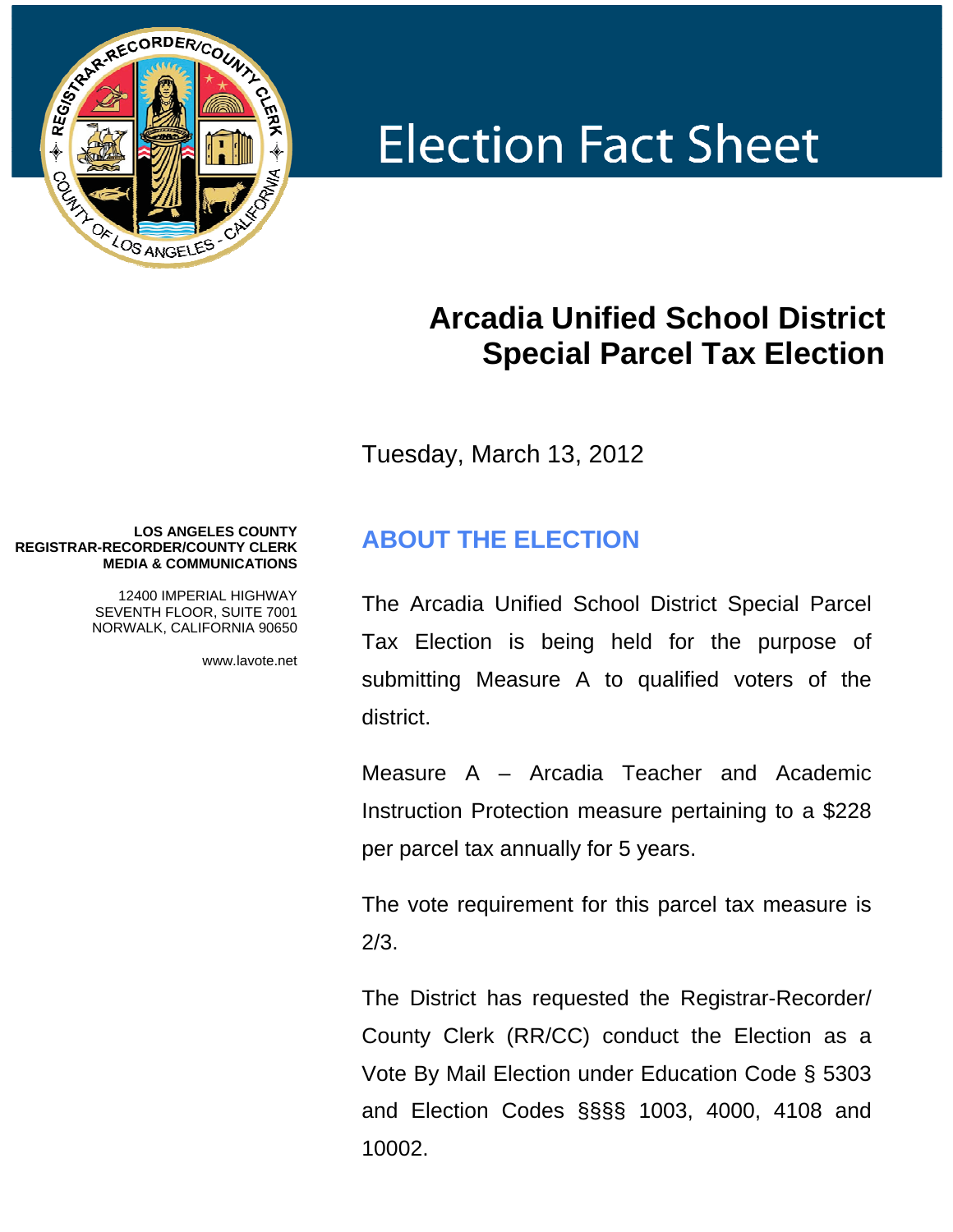# Election Fact Sheet

## Arcadia Unified School District Special Parcel Tax Election

Tuesday, March 13, 2012

**LOS ANGELES COUNTY
REGISTRAR-RECORDER/COUNTY CLERK
MEDIA & COMMUNICATIONS**

12400 IMPERIAL HIGHWAY
SEVENTH FLOOR, SUITE 7001
NORWALK, CALIFORNIA 90650

www.lavote.net

### ABOUT THE ELECTION

The Arcadia Unified School District Special Parcel Tax Election is being held for the purpose of submitting Measure A to qualified voters of the district.

Measure A – Arcadia Teacher and Academic Instruction Protection measure pertaining to a $228 per parcel tax annually for 5 years.

The vote requirement for this parcel tax measure is 2/3.

The District has requested the Registrar-Recorder/County Clerk (RR/CC) conduct the Election as a Vote By Mail Election under Education Code § 5303 and Election Codes §§§§ 1003, 4000, 4108 and 10002.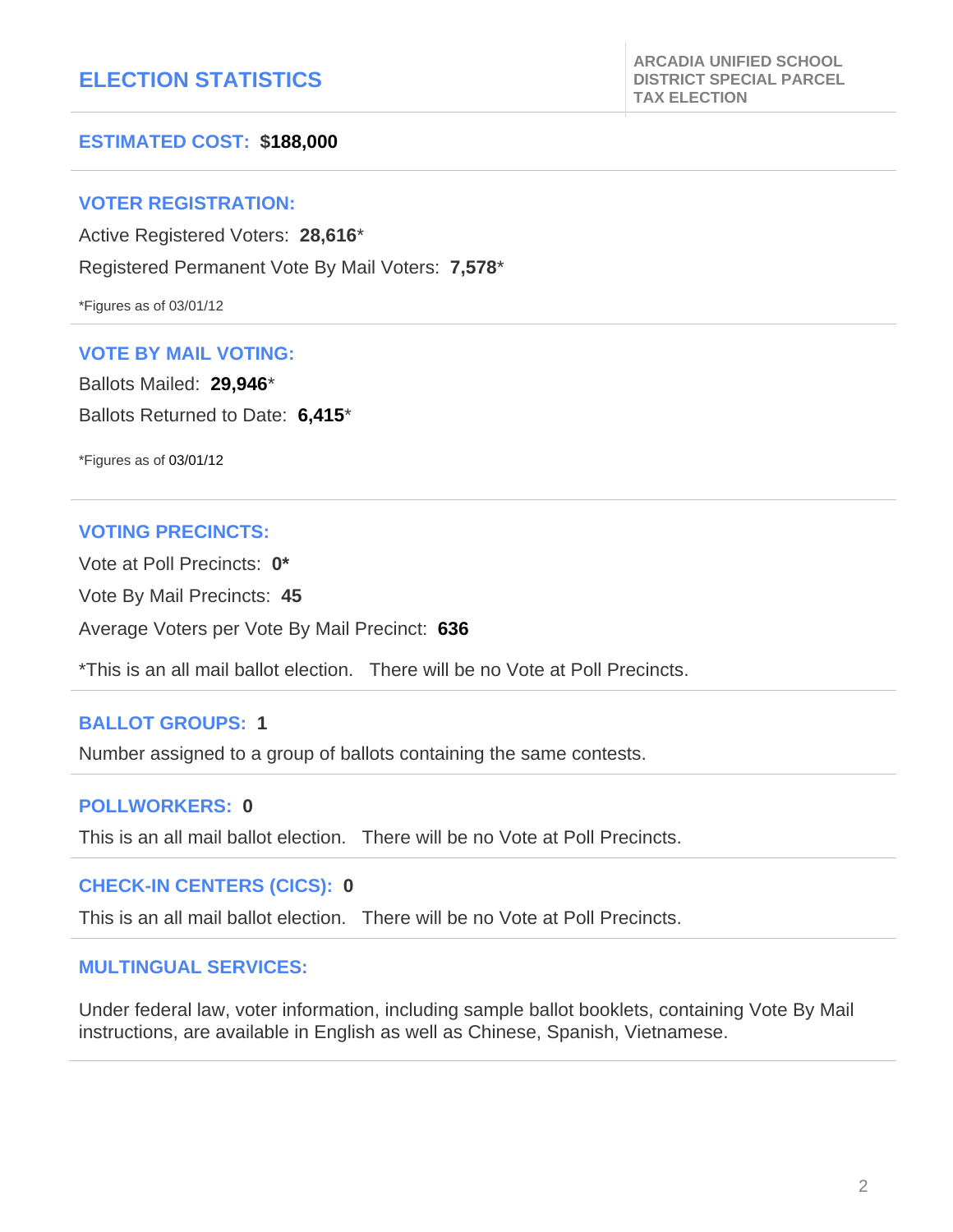# ELECTION STATISTICS

**ARCADIA UNIFIED SCHOOL DISTRICT SPECIAL PARCEL TAX ELECTION**

## ESTIMATED COST: $188,000

## VOTER REGISTRATION:

Active Registered Voters: **28,616***

Registered Permanent Vote By Mail Voters: **7,578***

*Figures as of 03/01/12

## VOTE BY MAIL VOTING:

Ballots Mailed: **29,946***

Ballots Returned to Date: **6,415***

*Figures as of 03/01/12

## VOTING PRECINCTS:

Vote at Poll Precincts: **0***

Vote By Mail Precincts: **45**

Average Voters per Vote By Mail Precinct: **636**

*This is an all mail ballot election. There will be no Vote at Poll Precincts.

## BALLOT GROUPS: 1

Number assigned to a group of ballots containing the same contests.

## POLLWORKERS: 0

This is an all mail ballot election. There will be no Vote at Poll Precincts.

## CHECK-IN CENTERS (CICS): 0

This is an all mail ballot election. There will be no Vote at Poll Precincts.

## MULTILINGUAL SERVICES:

Under federal law, voter information, including sample ballot booklets, containing Vote By Mail instructions, are available in English as well as Chinese, Spanish, Vietnamese.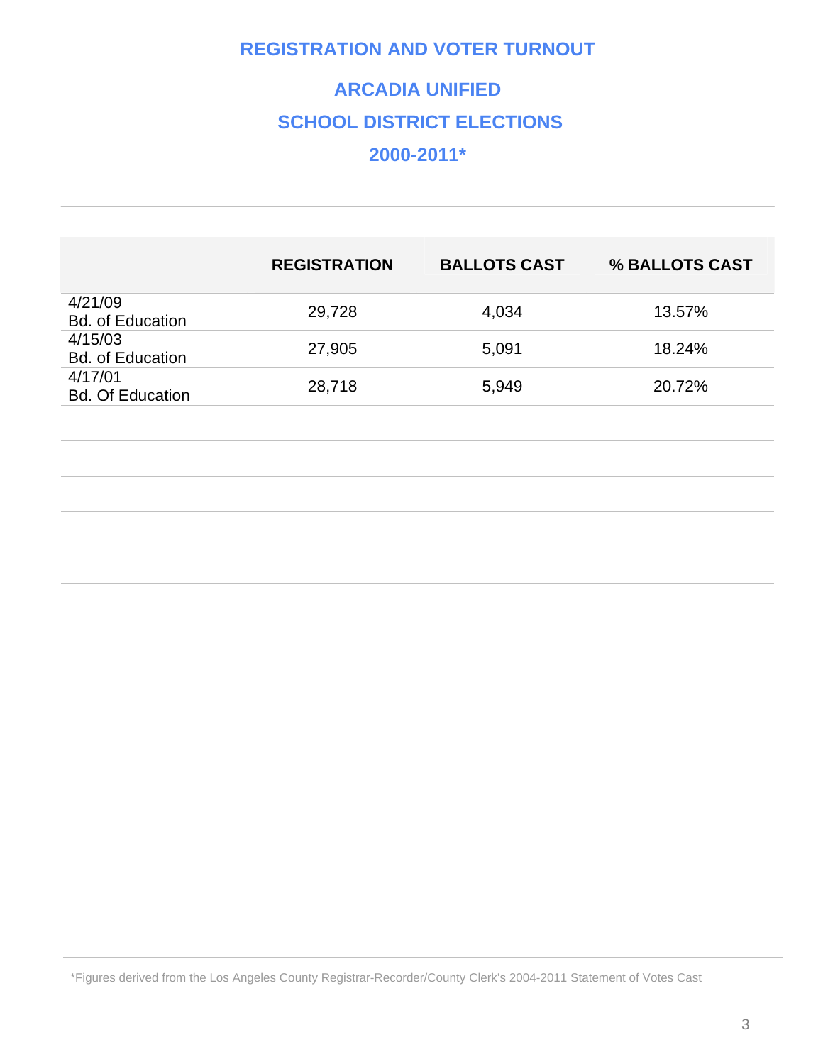# REGISTRATION AND VOTER TURNOUT

## ARCADIA UNIFIED

## SCHOOL DISTRICT ELECTIONS

## 2000-2011*

| | REGISTRATION | BALLOTS CAST | % BALLOTS CAST |
|---|---|---|---|
| 4/21/09 Bd. of Education | 29,728 | 4,034 | 13.57% |
| 4/15/03 Bd. of Education | 27,905 | 5,091 | 18.24% |
| 4/17/01 Bd. Of Education | 28,718 | 5,949 | 20.72% |

*Figures derived from the Los Angeles County Registrar-Recorder/County Clerk's 2004-2011 Statement of Votes Cast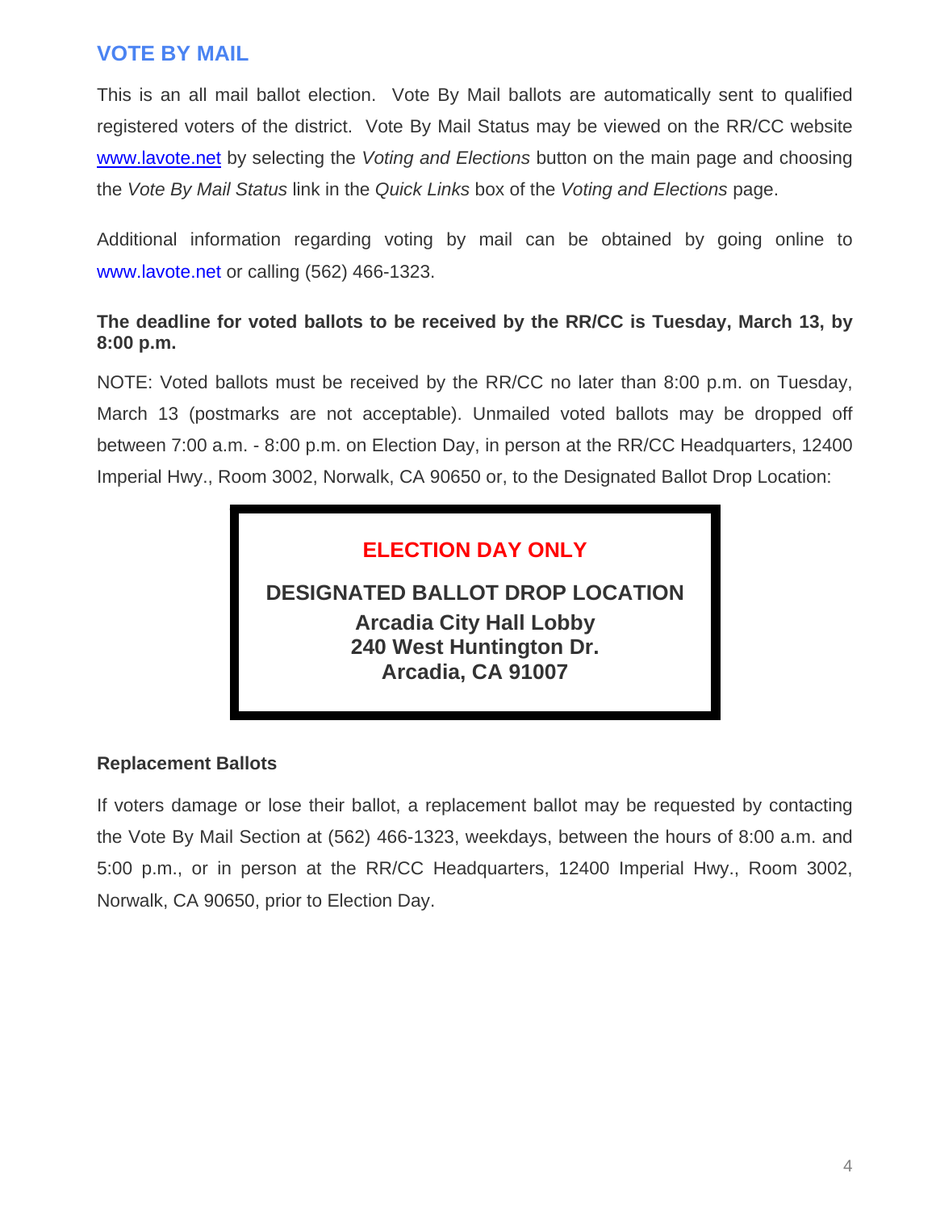## VOTE BY MAIL

This is an all mail ballot election. Vote By Mail ballots are automatically sent to qualified registered voters of the district. Vote By Mail Status may be viewed on the RR/CC website www.lavote.net by selecting the *Voting and Elections* button on the main page and choosing the *Vote By Mail Status* link in the *Quick Links* box of the *Voting and Elections* page.

Additional information regarding voting by mail can be obtained by going online to www.lavote.net or calling (562) 466-1323.

**The deadline for voted ballots to be received by the RR/CC is Tuesday, March 13, by 8:00 p.m.**

NOTE: Voted ballots must be received by the RR/CC no later than 8:00 p.m. on Tuesday, March 13 (postmarks are not acceptable). Unmailed voted ballots may be dropped off between 7:00 a.m. - 8:00 p.m. on Election Day, in person at the RR/CC Headquarters, 12400 Imperial Hwy., Room 3002, Norwalk, CA 90650 or, to the Designated Ballot Drop Location:

**ELECTION DAY ONLY**

**DESIGNATED BALLOT DROP LOCATION**
**Arcadia City Hall Lobby**
**240 West Huntington Dr.**
**Arcadia, CA 91007**

**Replacement Ballots**

If voters damage or lose their ballot, a replacement ballot may be requested by contacting the Vote By Mail Section at (562) 466-1323, weekdays, between the hours of 8:00 a.m. and 5:00 p.m., or in person at the RR/CC Headquarters, 12400 Imperial Hwy., Room 3002, Norwalk, CA 90650, prior to Election Day.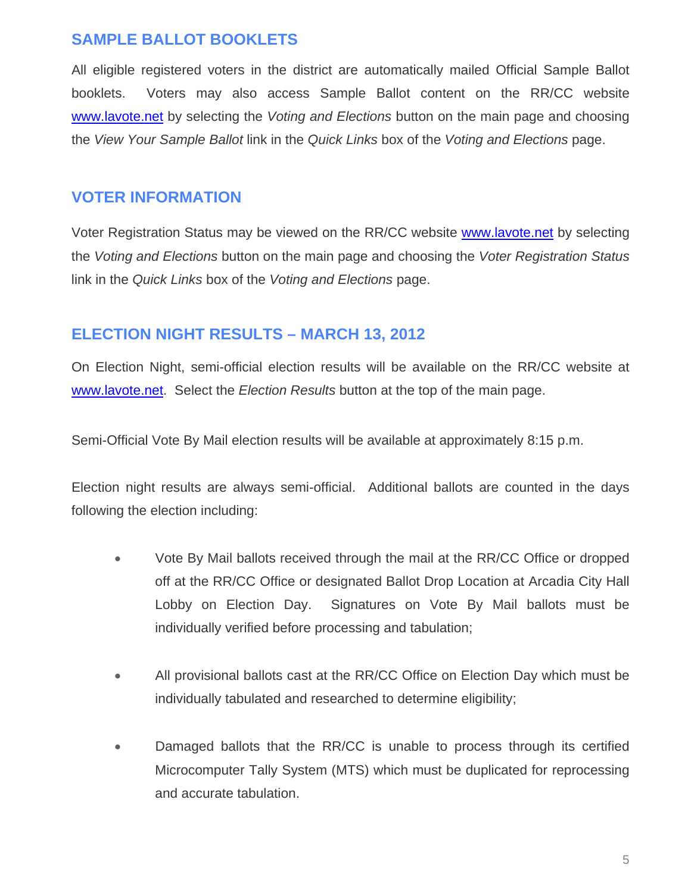## SAMPLE BALLOT BOOKLETS

All eligible registered voters in the district are automatically mailed Official Sample Ballot booklets. Voters may also access Sample Ballot content on the RR/CC website [www.lavote.net](http://www.lavote.net) by selecting the *Voting and Elections* button on the main page and choosing the *View Your Sample Ballot* link in the *Quick Links* box of the *Voting and Elections* page.

## VOTER INFORMATION

Voter Registration Status may be viewed on the RR/CC website [www.lavote.net](http://www.lavote.net) by selecting the *Voting and Elections* button on the main page and choosing the *Voter Registration Status* link in the *Quick Links* box of the *Voting and Elections* page.

## ELECTION NIGHT RESULTS – MARCH 13, 2012

On Election Night, semi-official election results will be available on the RR/CC website at [www.lavote.net](http://www.lavote.net). Select the *Election Results* button at the top of the main page.

Semi-Official Vote By Mail election results will be available at approximately 8:15 p.m.

Election night results are always semi-official. Additional ballots are counted in the days following the election including:

- Vote By Mail ballots received through the mail at the RR/CC Office or dropped off at the RR/CC Office or designated Ballot Drop Location at Arcadia City Hall Lobby on Election Day. Signatures on Vote By Mail ballots must be individually verified before processing and tabulation;

- All provisional ballots cast at the RR/CC Office on Election Day which must be individually tabulated and researched to determine eligibility;

- Damaged ballots that the RR/CC is unable to process through its certified Microcomputer Tally System (MTS) which must be duplicated for reprocessing and accurate tabulation.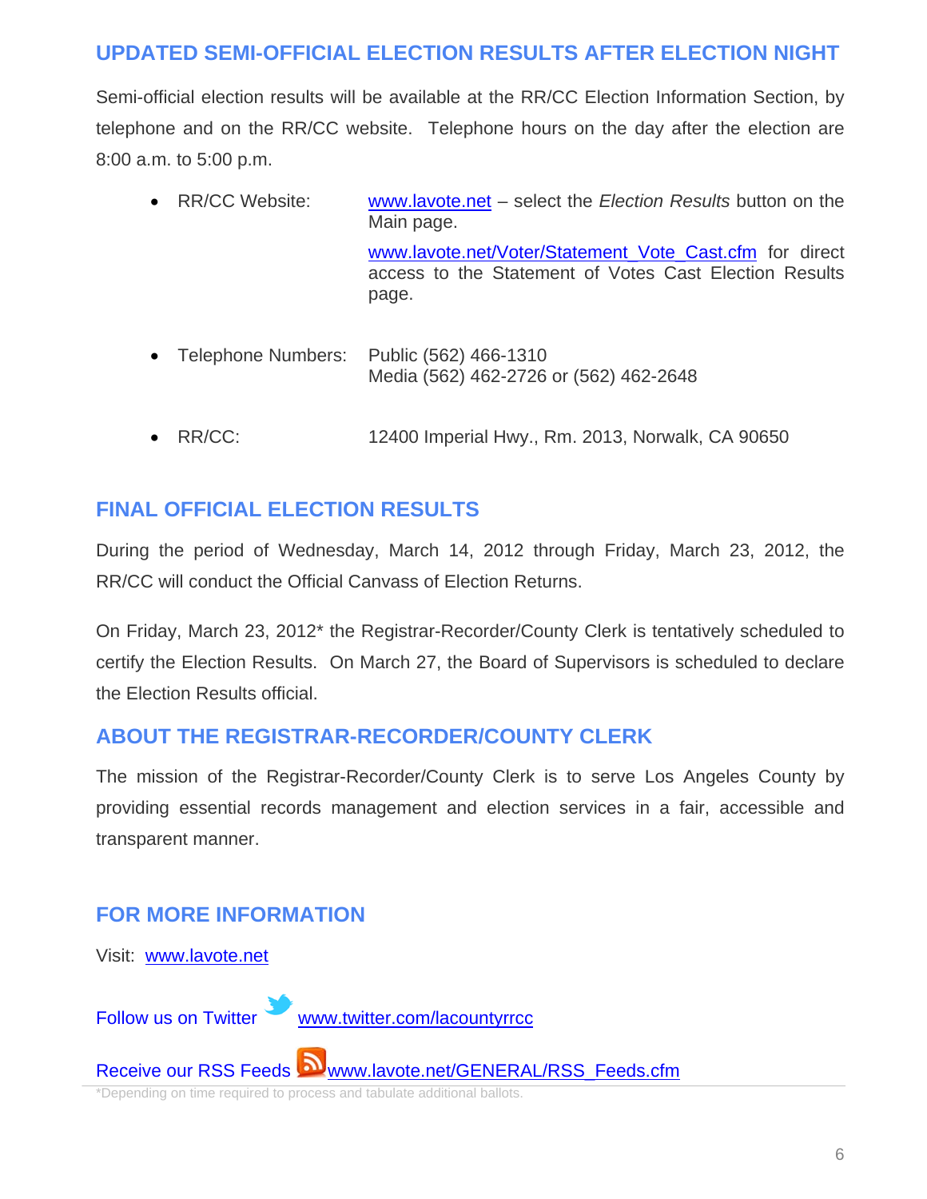## UPDATED SEMI-OFFICIAL ELECTION RESULTS AFTER ELECTION NIGHT

Semi-official election results will be available at the RR/CC Election Information Section, by telephone and on the RR/CC website. Telephone hours on the day after the election are 8:00 a.m. to 5:00 p.m.

- RR/CC Website: www.lavote.net – select the *Election Results* button on the Main page.

  www.lavote.net/Voter/Statement_Vote_Cast.cfm for direct access to the Statement of Votes Cast Election Results page.

- Telephone Numbers: Public (562) 466-1310
  Media (562) 462-2726 or (562) 462-2648

- RR/CC: 12400 Imperial Hwy., Rm. 2013, Norwalk, CA 90650

## FINAL OFFICIAL ELECTION RESULTS

During the period of Wednesday, March 14, 2012 through Friday, March 23, 2012, the RR/CC will conduct the Official Canvass of Election Returns.

On Friday, March 23, 2012* the Registrar-Recorder/County Clerk is tentatively scheduled to certify the Election Results. On March 27, the Board of Supervisors is scheduled to declare the Election Results official.

## ABOUT THE REGISTRAR-RECORDER/COUNTY CLERK

The mission of the Registrar-Recorder/County Clerk is to serve Los Angeles County by providing essential records management and election services in a fair, accessible and transparent manner.

## FOR MORE INFORMATION

Visit: www.lavote.net

Follow us on Twitter www.twitter.com/lacountyrrcc

Receive our RSS Feeds www.lavote.net/GENERAL/RSS_Feeds.cfm

*Depending on time required to process and tabulate additional ballots.